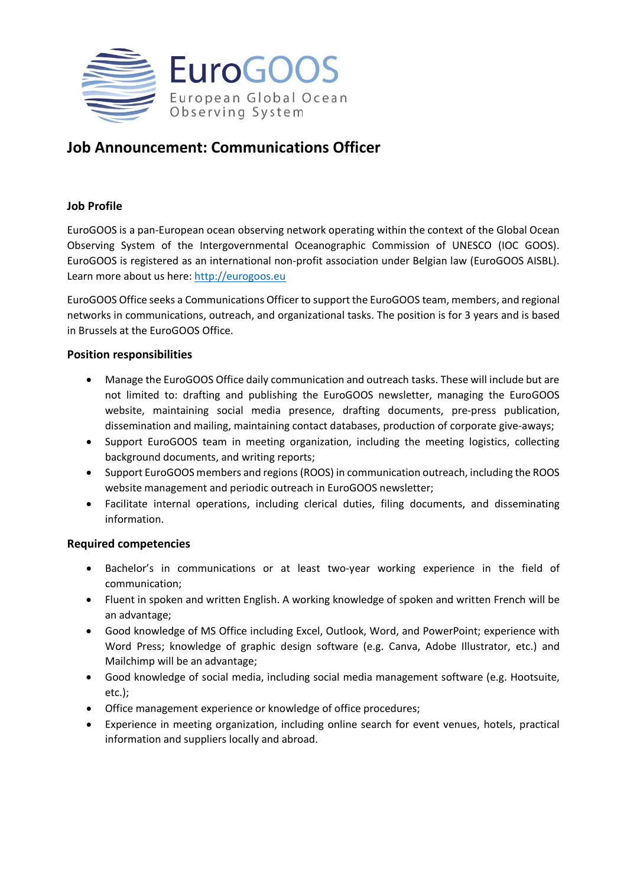EuroGOOS

European Global Ocean Observing System

# Job Announcement: Communications Officer

## Job Profile

EuroGOOS is a pan-European ocean observing network operating within the context of the Global Ocean Observing System of the Intergovernmental Oceanographic Commission of UNESCO (IOC GOOS). EuroGOOS is registered as an international non-profit association under Belgian law (EuroGOOS AISBL). Learn more about us here: [http://eurogoos.eu](http://eurogoos.eu)

EuroGOOS Office seeks a Communications Officer to support the EuroGOOS team, members, and regional networks in communications, outreach, and organizational tasks. The position is for 3 years and is based in Brussels at the EuroGOOS Office.

## Position responsibilities

- Manage the EuroGOOS Office daily communication and outreach tasks. These will include but are not limited to: drafting and publishing the EuroGOOS newsletter, managing the EuroGOOS website, maintaining social media presence, drafting documents, pre-press publication, dissemination and mailing, maintaining contact databases, production of corporate give-aways;
- Support EuroGOOS team in meeting organization, including the meeting logistics, collecting background documents, and writing reports;
- Support EuroGOOS members and regions (ROOS) in communication outreach, including the ROOS website management and periodic outreach in EuroGOOS newsletter;
- Facilitate internal operations, including clerical duties, filing documents, and disseminating information.

## Required competencies

- Bachelor's in communications or at least two-year working experience in the field of communication;
- Fluent in spoken and written English. A working knowledge of spoken and written French will be an advantage;
- Good knowledge of MS Office including Excel, Outlook, Word, and PowerPoint; experience with Word Press; knowledge of graphic design software (e.g. Canva, Adobe Illustrator, etc.) and Mailchimp will be an advantage;
- Good knowledge of social media, including social media management software (e.g. Hootsuite, etc.);
- Office management experience or knowledge of office procedures;
- Experience in meeting organization, including online search for event venues, hotels, practical information and suppliers locally and abroad.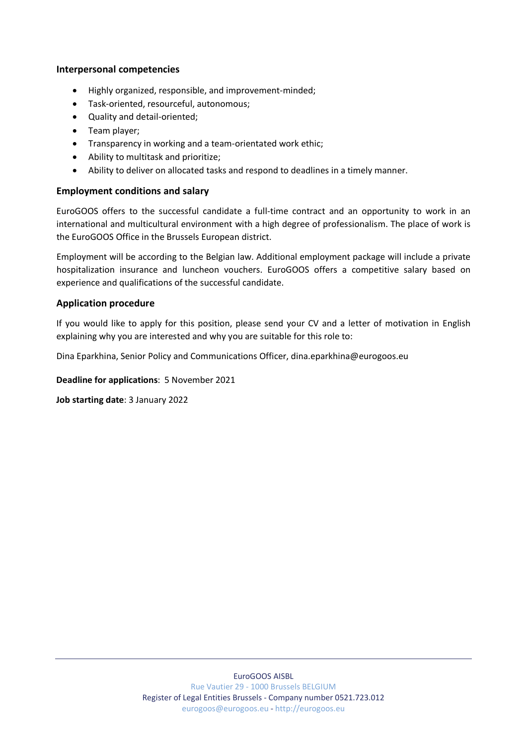### Interpersonal competencies

- Highly organized, responsible, and improvement-minded;
- Task-oriented, resourceful, autonomous;
- Quality and detail-oriented;
- Team player;
- Transparency in working and a team-orientated work ethic;
- Ability to multitask and prioritize;
- Ability to deliver on allocated tasks and respond to deadlines in a timely manner.

### Employment conditions and salary

EuroGOOS offers to the successful candidate a full-time contract and an opportunity to work in an international and multicultural environment with a high degree of professionalism. The place of work is the EuroGOOS Office in the Brussels European district.

Employment will be according to the Belgian law. Additional employment package will include a private hospitalization insurance and luncheon vouchers. EuroGOOS offers a competitive salary based on experience and qualifications of the successful candidate.

### Application procedure

If you would like to apply for this position, please send your CV and a letter of motivation in English explaining why you are interested and why you are suitable for this role to:

Dina Eparkhina, Senior Policy and Communications Officer, dina.eparkhina@eurogoos.eu

**Deadline for applications**: 5 November 2021

**Job starting date**: 3 January 2022